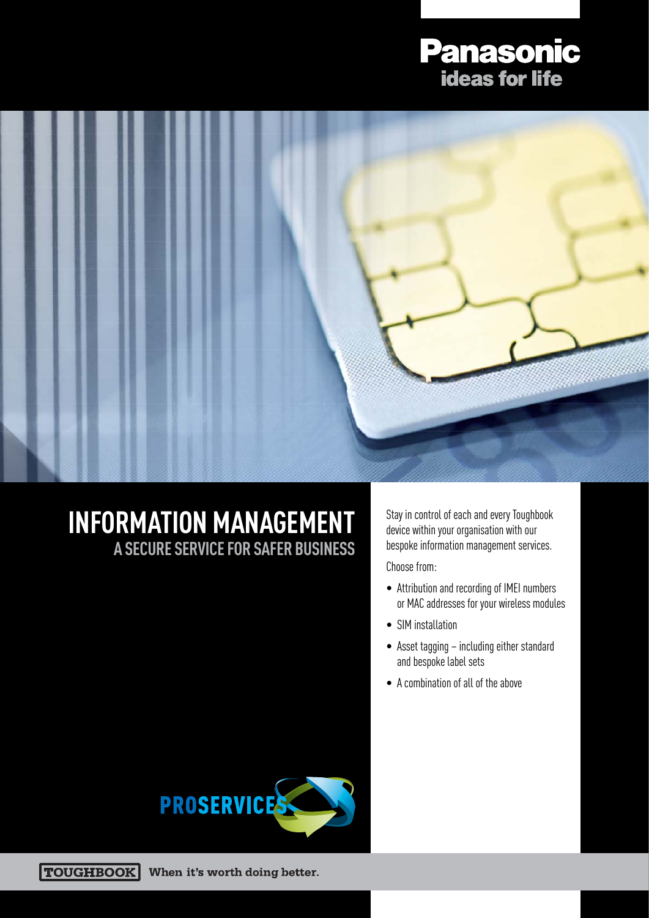Panasonic
ideas for life

# INFORMATION MANAGEMENT

## A SECURE SERVICE FOR SAFER BUSINESS

Stay in control of each and every Toughbook device within your organisation with our bespoke information management services.

Choose from:

- Attribution and recording of IMEI numbers or MAC addresses for your wireless modules
- SIM installation
- Asset tagging – including either standard and bespoke label sets
- A combination of all of the above

PROSERVICES

TOUGHBOOK **When it's worth doing better.**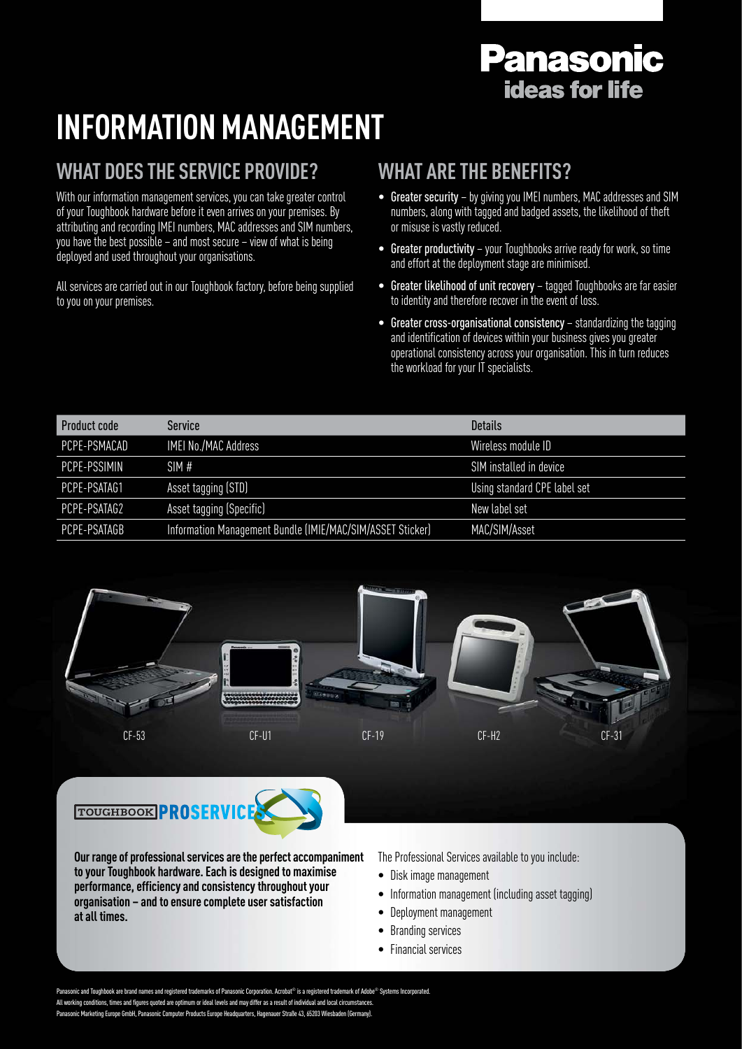Panasonic
ideas for life

# INFORMATION MANAGEMENT

## WHAT DOES THE SERVICE PROVIDE?

With our information management services, you can take greater control of your Toughbook hardware before it even arrives on your premises. By attributing and recording IMEI numbers, MAC addresses and SIM numbers, you have the best possible – and most secure – view of what is being deployed and used throughout your organisations.

All services are carried out in our Toughbook factory, before being supplied to you on your premises.

## WHAT ARE THE BENEFITS?

- Greater security – by giving you IMEI numbers, MAC addresses and SIM numbers, along with tagged and badged assets, the likelihood of theft or misuse is vastly reduced.
- Greater productivity – your Toughbooks arrive ready for work, so time and effort at the deployment stage are minimised.
- Greater likelihood of unit recovery – tagged Toughbooks are far easier to identity and therefore recover in the event of loss.
- Greater cross-organisational consistency – standardizing the tagging and identification of devices within your business gives you greater operational consistency across your organisation. This in turn reduces the workload for your IT specialists.

| Product code | Service | Details |
| --- | --- | --- |
| PCPE-PSMACAD | IMEI No./MAC Address | Wireless module ID |
| PCPE-PSSIMIN | SIM # | SIM installed in device |
| PCPE-PSATAG1 | Asset tagging (STD) | Using standard CPE label set |
| PCPE-PSATAG2 | Asset tagging (Specific) | New label set |
| PCPE-PSATAGB | Information Management Bundle (IMIE/MAC/SIM/ASSET Sticker) | MAC/SIM/Asset |

CF-53 CF-U1 CF-19 CF-H2 CF-31

TOUGHBOOK PROSERVICES

**Our range of professional services are the perfect accompaniment to your Toughbook hardware. Each is designed to maximise performance, efficiency and consistency throughout your organisation – and to ensure complete user satisfaction at all times.**

The Professional Services available to you include:

- Disk image management
- Information management (including asset tagging)
- Deployment management
- Branding services
- Financial services

Panasonic and Toughbook are brand names and registered trademarks of Panasonic Corporation. Acrobat® is a registered trademark of Adobe® Systems Incorporated.
All working conditions, times and figures quoted are optimum or ideal levels and may differ as a result of individual and local circumstances.
Panasonic Marketing Europe GmbH, Panasonic Computer Products Europe Headquarters, Hagenauer Straße 43, 65203 Wiesbaden (Germany).